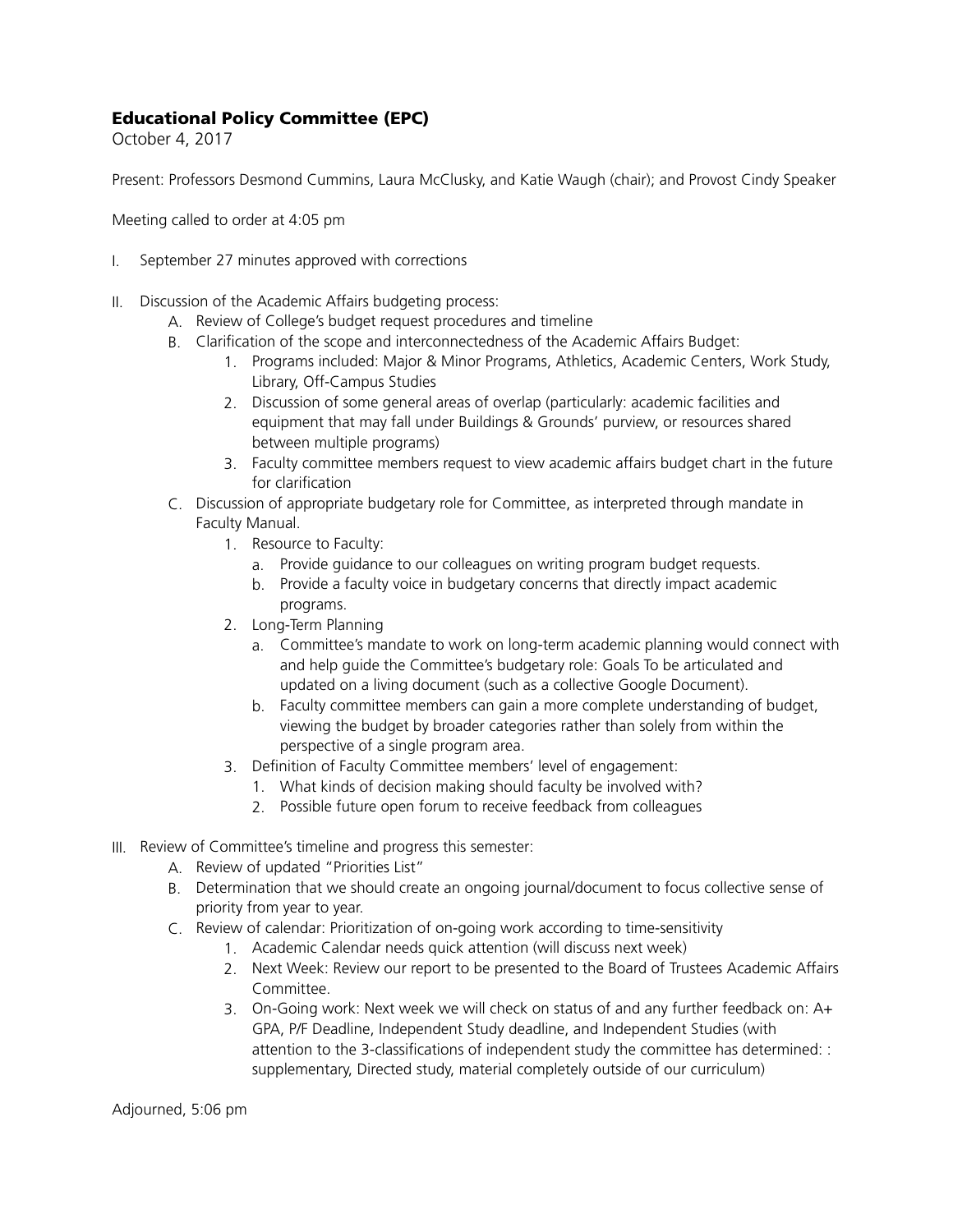**Educational Policy Committee (EPC)**

October 4, 2017

Present: Professors Desmond Cummins, Laura McClusky, and Katie Waugh (chair); and Provost Cindy Speaker

Meeting called to order at 4:05 pm

I. September 27 minutes approved with corrections

II. Discussion of the Academic Affairs budgeting process:
   A. Review of College's budget request procedures and timeline
   B. Clarification of the scope and interconnectedness of the Academic Affairs Budget:
      1. Programs included: Major & Minor Programs, Athletics, Academic Centers, Work Study, Library, Off-Campus Studies
      2. Discussion of some general areas of overlap (particularly: academic facilities and equipment that may fall under Buildings & Grounds' purview, or resources shared between multiple programs)
      3. Faculty committee members request to view academic affairs budget chart in the future for clarification
   C. Discussion of appropriate budgetary role for Committee, as interpreted through mandate in Faculty Manual.
      1. Resource to Faculty:
         a. Provide guidance to our colleagues on writing program budget requests.
         b. Provide a faculty voice in budgetary concerns that directly impact academic programs.
      2. Long-Term Planning
         a. Committee's mandate to work on long-term academic planning would connect with and help guide the Committee's budgetary role: Goals To be articulated and updated on a living document (such as a collective Google Document).
         b. Faculty committee members can gain a more complete understanding of budget, viewing the budget by broader categories rather than solely from within the perspective of a single program area.
      3. Definition of Faculty Committee members' level of engagement:
         1. What kinds of decision making should faculty be involved with?
         2. Possible future open forum to receive feedback from colleagues

III. Review of Committee's timeline and progress this semester:
   A. Review of updated "Priorities List"
   B. Determination that we should create an ongoing journal/document to focus collective sense of priority from year to year.
   C. Review of calendar: Prioritization of on-going work according to time-sensitivity
      1. Academic Calendar needs quick attention (will discuss next week)
      2. Next Week: Review our report to be presented to the Board of Trustees Academic Affairs Committee.
      3. On-Going work: Next week we will check on status of and any further feedback on: A+ GPA, P/F Deadline, Independent Study deadline, and Independent Studies (with attention to the 3-classifications of independent study the committee has determined: : supplementary, Directed study, material completely outside of our curriculum)

Adjourned, 5:06 pm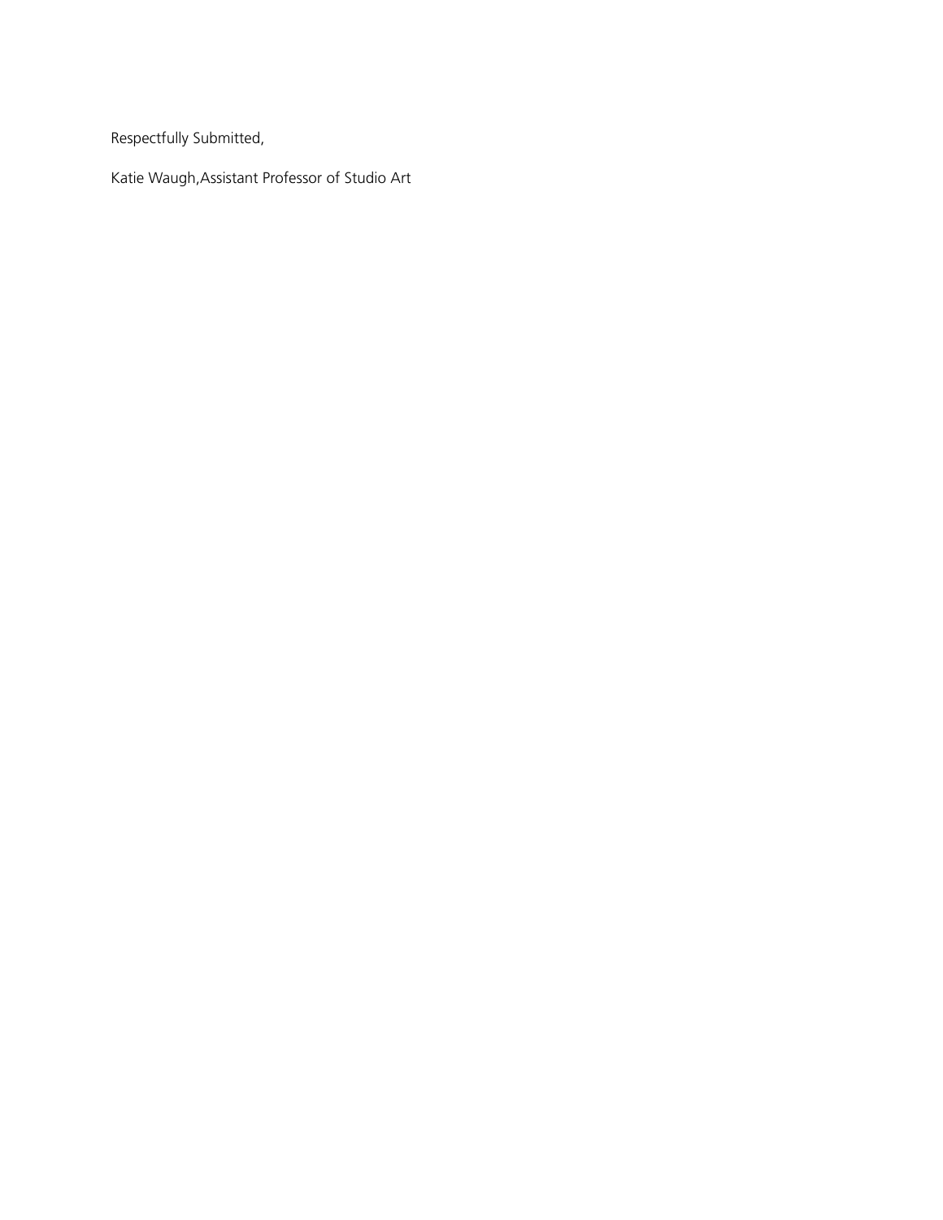Respectfully Submitted,

Katie Waugh,Assistant Professor of Studio Art